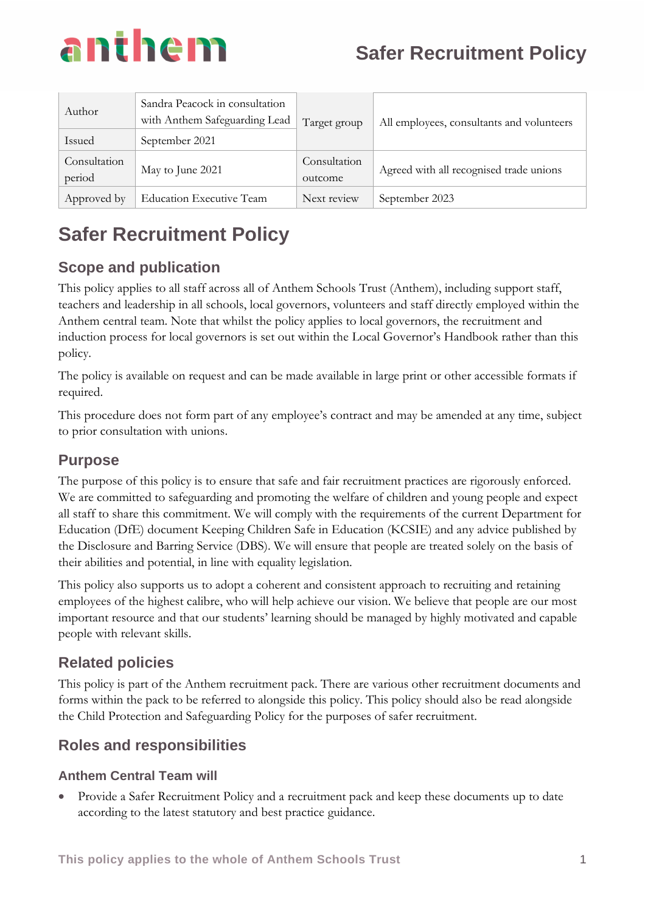# Safer Recruitment Policy

| Author | Sandra Peacock in consultation with Anthem Safeguarding Lead | Target group | All employees, consultants and volunteers |
|---|---|---|---|
| Issued | September 2021 | | |
| Consultation period | May to June 2021 | Consultation outcome | Agreed with all recognised trade unions |
| Approved by | Education Executive Team | Next review | September 2023 |

# Safer Recruitment Policy

## Scope and publication

This policy applies to all staff across all of Anthem Schools Trust (Anthem), including support staff, teachers and leadership in all schools, local governors, volunteers and staff directly employed within the Anthem central team. Note that whilst the policy applies to local governors, the recruitment and induction process for local governors is set out within the Local Governor's Handbook rather than this policy.

The policy is available on request and can be made available in large print or other accessible formats if required.

This procedure does not form part of any employee's contract and may be amended at any time, subject to prior consultation with unions.

## Purpose

The purpose of this policy is to ensure that safe and fair recruitment practices are rigorously enforced. We are committed to safeguarding and promoting the welfare of children and young people and expect all staff to share this commitment. We will comply with the requirements of the current Department for Education (DfE) document Keeping Children Safe in Education (KCSIE) and any advice published by the Disclosure and Barring Service (DBS). We will ensure that people are treated solely on the basis of their abilities and potential, in line with equality legislation.

This policy also supports us to adopt a coherent and consistent approach to recruiting and retaining employees of the highest calibre, who will help achieve our vision. We believe that people are our most important resource and that our students' learning should be managed by highly motivated and capable people with relevant skills.

## Related policies

This policy is part of the Anthem recruitment pack. There are various other recruitment documents and forms within the pack to be referred to alongside this policy. This policy should also be read alongside the Child Protection and Safeguarding Policy for the purposes of safer recruitment.

## Roles and responsibilities

### Anthem Central Team will

- Provide a Safer Recruitment Policy and a recruitment pack and keep these documents up to date according to the latest statutory and best practice guidance.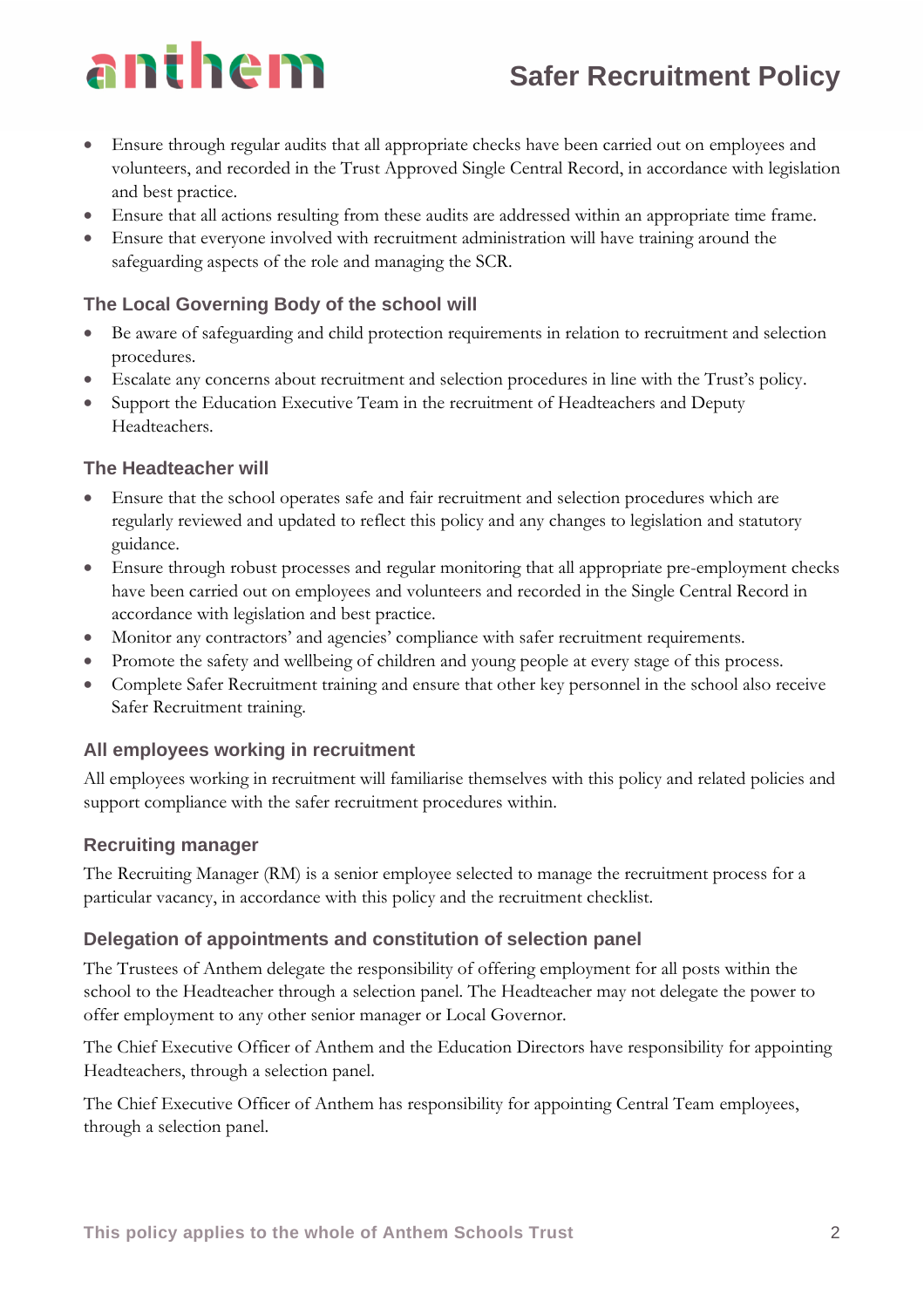- Ensure through regular audits that all appropriate checks have been carried out on employees and volunteers, and recorded in the Trust Approved Single Central Record, in accordance with legislation and best practice.
- Ensure that all actions resulting from these audits are addressed within an appropriate time frame.
- Ensure that everyone involved with recruitment administration will have training around the safeguarding aspects of the role and managing the SCR.

### The Local Governing Body of the school will

- Be aware of safeguarding and child protection requirements in relation to recruitment and selection procedures.
- Escalate any concerns about recruitment and selection procedures in line with the Trust's policy.
- Support the Education Executive Team in the recruitment of Headteachers and Deputy Headteachers.

### The Headteacher will

- Ensure that the school operates safe and fair recruitment and selection procedures which are regularly reviewed and updated to reflect this policy and any changes to legislation and statutory guidance.
- Ensure through robust processes and regular monitoring that all appropriate pre-employment checks have been carried out on employees and volunteers and recorded in the Single Central Record in accordance with legislation and best practice.
- Monitor any contractors' and agencies' compliance with safer recruitment requirements.
- Promote the safety and wellbeing of children and young people at every stage of this process.
- Complete Safer Recruitment training and ensure that other key personnel in the school also receive Safer Recruitment training.

### All employees working in recruitment

All employees working in recruitment will familiarise themselves with this policy and related policies and support compliance with the safer recruitment procedures within.

### Recruiting manager

The Recruiting Manager (RM) is a senior employee selected to manage the recruitment process for a particular vacancy, in accordance with this policy and the recruitment checklist.

### Delegation of appointments and constitution of selection panel

The Trustees of Anthem delegate the responsibility of offering employment for all posts within the school to the Headteacher through a selection panel. The Headteacher may not delegate the power to offer employment to any other senior manager or Local Governor.

The Chief Executive Officer of Anthem and the Education Directors have responsibility for appointing Headteachers, through a selection panel.

The Chief Executive Officer of Anthem has responsibility for appointing Central Team employees, through a selection panel.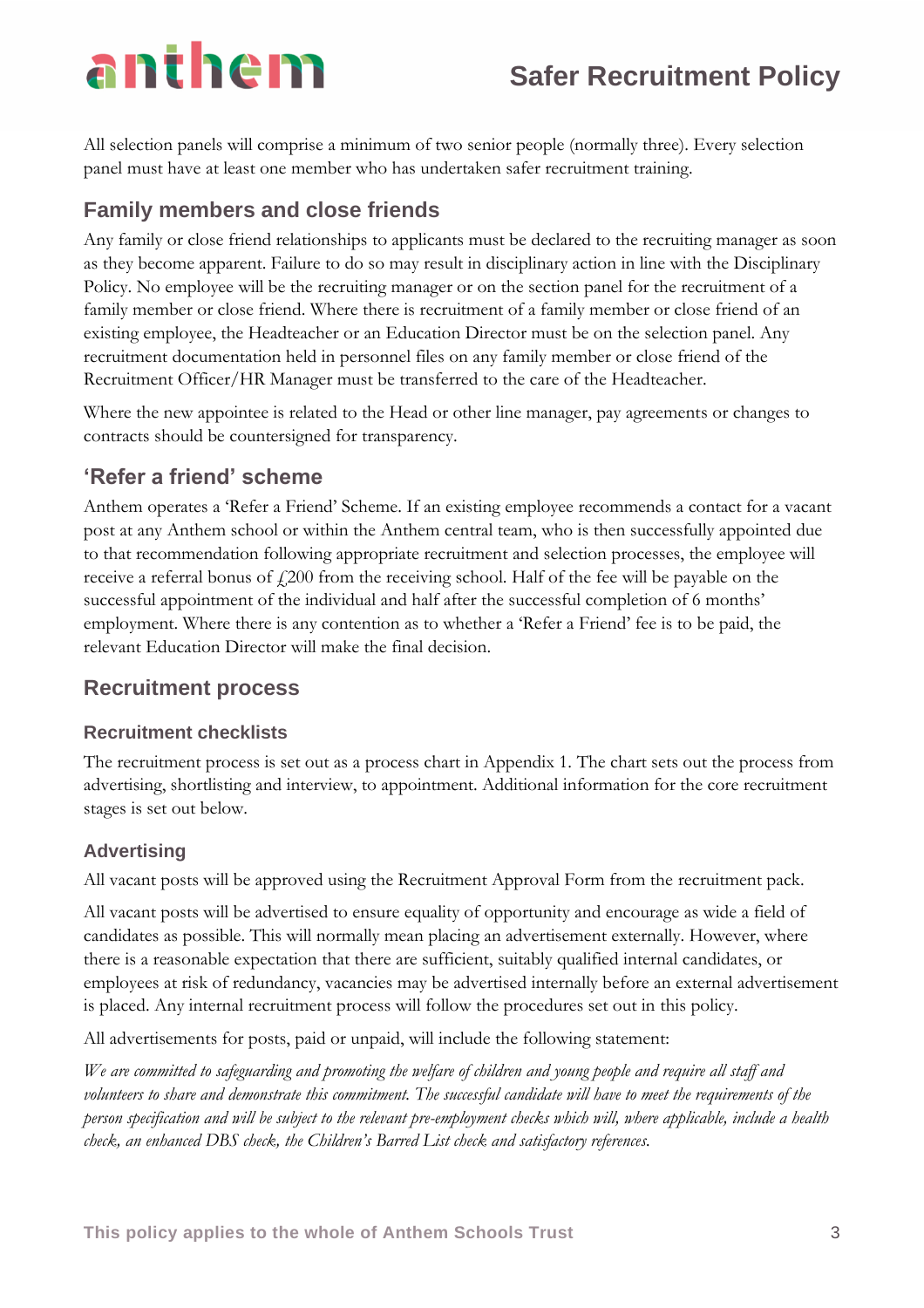All selection panels will comprise a minimum of two senior people (normally three). Every selection panel must have at least one member who has undertaken safer recruitment training.

## Family members and close friends

Any family or close friend relationships to applicants must be declared to the recruiting manager as soon as they become apparent. Failure to do so may result in disciplinary action in line with the Disciplinary Policy. No employee will be the recruiting manager or on the section panel for the recruitment of a family member or close friend. Where there is recruitment of a family member or close friend of an existing employee, the Headteacher or an Education Director must be on the selection panel. Any recruitment documentation held in personnel files on any family member or close friend of the Recruitment Officer/HR Manager must be transferred to the care of the Headteacher.

Where the new appointee is related to the Head or other line manager, pay agreements or changes to contracts should be countersigned for transparency.

## 'Refer a friend' scheme

Anthem operates a 'Refer a Friend' Scheme. If an existing employee recommends a contact for a vacant post at any Anthem school or within the Anthem central team, who is then successfully appointed due to that recommendation following appropriate recruitment and selection processes, the employee will receive a referral bonus of £200 from the receiving school. Half of the fee will be payable on the successful appointment of the individual and half after the successful completion of 6 months' employment. Where there is any contention as to whether a 'Refer a Friend' fee is to be paid, the relevant Education Director will make the final decision.

## Recruitment process

### Recruitment checklists

The recruitment process is set out as a process chart in Appendix 1. The chart sets out the process from advertising, shortlisting and interview, to appointment. Additional information for the core recruitment stages is set out below.

### Advertising

All vacant posts will be approved using the Recruitment Approval Form from the recruitment pack.

All vacant posts will be advertised to ensure equality of opportunity and encourage as wide a field of candidates as possible. This will normally mean placing an advertisement externally. However, where there is a reasonable expectation that there are sufficient, suitably qualified internal candidates, or employees at risk of redundancy, vacancies may be advertised internally before an external advertisement is placed. Any internal recruitment process will follow the procedures set out in this policy.

All advertisements for posts, paid or unpaid, will include the following statement:

*We are committed to safeguarding and promoting the welfare of children and young people and require all staff and volunteers to share and demonstrate this commitment. The successful candidate will have to meet the requirements of the person specification and will be subject to the relevant pre-employment checks which will, where applicable, include a health check, an enhanced DBS check, the Children's Barred List check and satisfactory references.*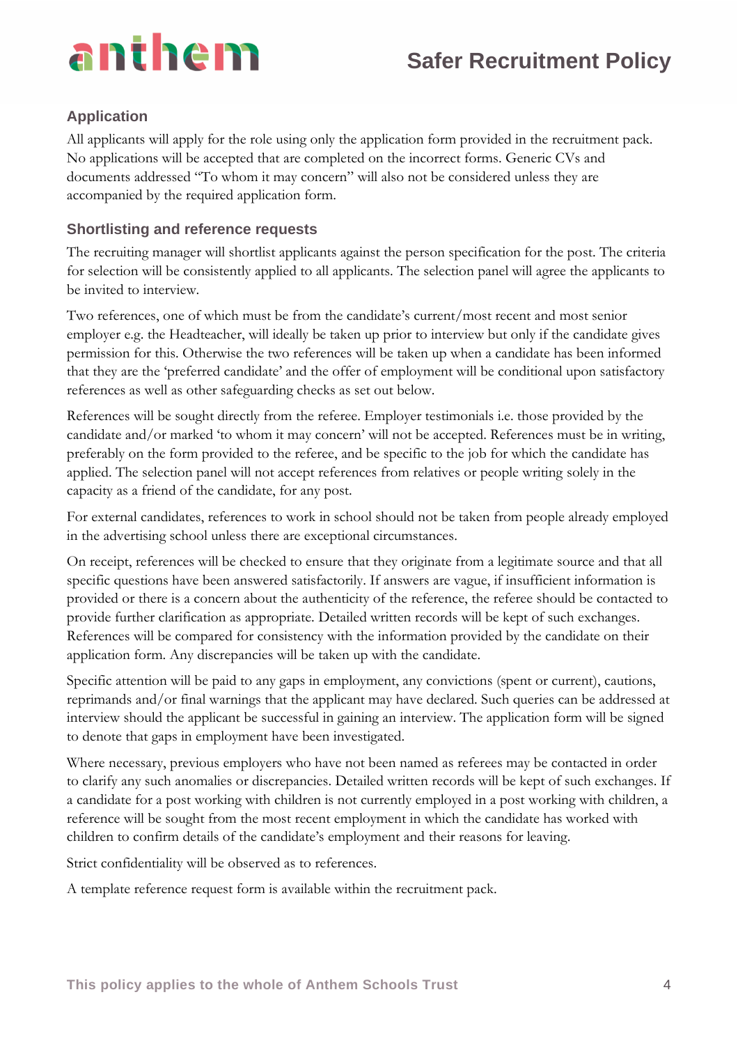## Application

All applicants will apply for the role using only the application form provided in the recruitment pack. No applications will be accepted that are completed on the incorrect forms. Generic CVs and documents addressed "To whom it may concern" will also not be considered unless they are accompanied by the required application form.

## Shortlisting and reference requests

The recruiting manager will shortlist applicants against the person specification for the post. The criteria for selection will be consistently applied to all applicants. The selection panel will agree the applicants to be invited to interview.

Two references, one of which must be from the candidate's current/most recent and most senior employer e.g. the Headteacher, will ideally be taken up prior to interview but only if the candidate gives permission for this. Otherwise the two references will be taken up when a candidate has been informed that they are the 'preferred candidate' and the offer of employment will be conditional upon satisfactory references as well as other safeguarding checks as set out below.

References will be sought directly from the referee. Employer testimonials i.e. those provided by the candidate and/or marked 'to whom it may concern' will not be accepted. References must be in writing, preferably on the form provided to the referee, and be specific to the job for which the candidate has applied. The selection panel will not accept references from relatives or people writing solely in the capacity as a friend of the candidate, for any post.

For external candidates, references to work in school should not be taken from people already employed in the advertising school unless there are exceptional circumstances.

On receipt, references will be checked to ensure that they originate from a legitimate source and that all specific questions have been answered satisfactorily. If answers are vague, if insufficient information is provided or there is a concern about the authenticity of the reference, the referee should be contacted to provide further clarification as appropriate. Detailed written records will be kept of such exchanges. References will be compared for consistency with the information provided by the candidate on their application form. Any discrepancies will be taken up with the candidate.

Specific attention will be paid to any gaps in employment, any convictions (spent or current), cautions, reprimands and/or final warnings that the applicant may have declared. Such queries can be addressed at interview should the applicant be successful in gaining an interview. The application form will be signed to denote that gaps in employment have been investigated.

Where necessary, previous employers who have not been named as referees may be contacted in order to clarify any such anomalies or discrepancies. Detailed written records will be kept of such exchanges. If a candidate for a post working with children is not currently employed in a post working with children, a reference will be sought from the most recent employment in which the candidate has worked with children to confirm details of the candidate's employment and their reasons for leaving.

Strict confidentiality will be observed as to references.

A template reference request form is available within the recruitment pack.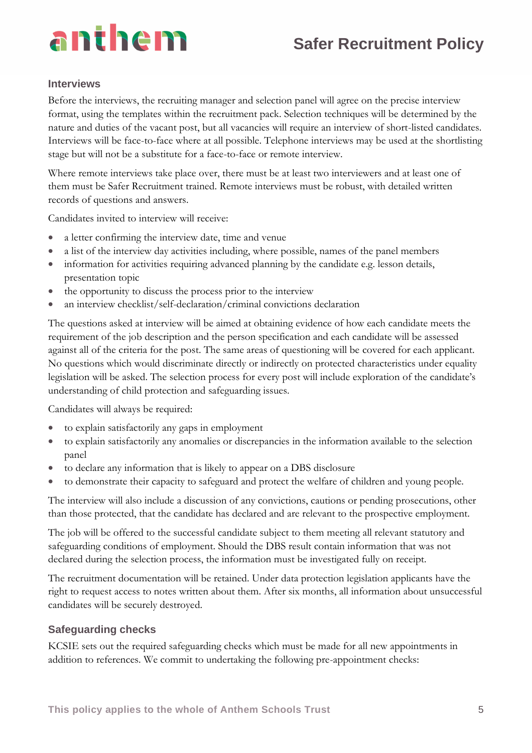## Interviews

Before the interviews, the recruiting manager and selection panel will agree on the precise interview format, using the templates within the recruitment pack. Selection techniques will be determined by the nature and duties of the vacant post, but all vacancies will require an interview of short-listed candidates. Interviews will be face-to-face where at all possible. Telephone interviews may be used at the shortlisting stage but will not be a substitute for a face-to-face or remote interview.

Where remote interviews take place over, there must be at least two interviewers and at least one of them must be Safer Recruitment trained. Remote interviews must be robust, with detailed written records of questions and answers.

Candidates invited to interview will receive:

- a letter confirming the interview date, time and venue
- a list of the interview day activities including, where possible, names of the panel members
- information for activities requiring advanced planning by the candidate e.g. lesson details, presentation topic
- the opportunity to discuss the process prior to the interview
- an interview checklist/self-declaration/criminal convictions declaration

The questions asked at interview will be aimed at obtaining evidence of how each candidate meets the requirement of the job description and the person specification and each candidate will be assessed against all of the criteria for the post. The same areas of questioning will be covered for each applicant. No questions which would discriminate directly or indirectly on protected characteristics under equality legislation will be asked. The selection process for every post will include exploration of the candidate's understanding of child protection and safeguarding issues.

Candidates will always be required:

- to explain satisfactorily any gaps in employment
- to explain satisfactorily any anomalies or discrepancies in the information available to the selection panel
- to declare any information that is likely to appear on a DBS disclosure
- to demonstrate their capacity to safeguard and protect the welfare of children and young people.

The interview will also include a discussion of any convictions, cautions or pending prosecutions, other than those protected, that the candidate has declared and are relevant to the prospective employment.

The job will be offered to the successful candidate subject to them meeting all relevant statutory and safeguarding conditions of employment. Should the DBS result contain information that was not declared during the selection process, the information must be investigated fully on receipt.

The recruitment documentation will be retained. Under data protection legislation applicants have the right to request access to notes written about them. After six months, all information about unsuccessful candidates will be securely destroyed.

## Safeguarding checks

KCSIE sets out the required safeguarding checks which must be made for all new appointments in addition to references. We commit to undertaking the following pre-appointment checks: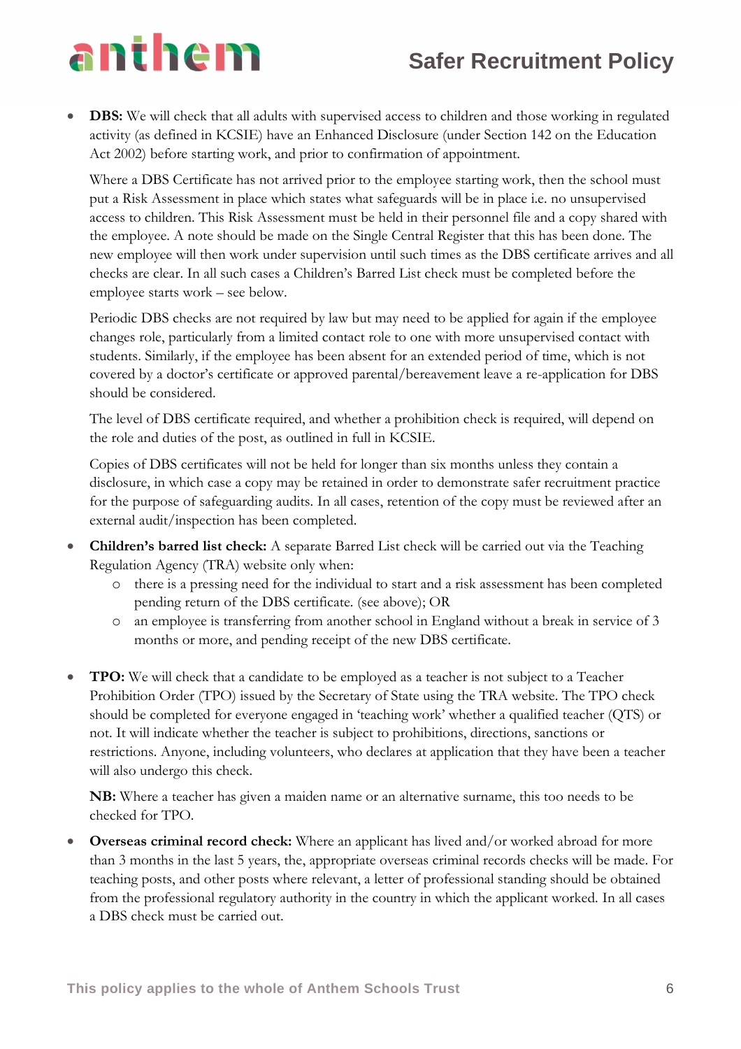- **DBS:** We will check that all adults with supervised access to children and those working in regulated activity (as defined in KCSIE) have an Enhanced Disclosure (under Section 142 on the Education Act 2002) before starting work, and prior to confirmation of appointment.

  Where a DBS Certificate has not arrived prior to the employee starting work, then the school must put a Risk Assessment in place which states what safeguards will be in place i.e. no unsupervised access to children. This Risk Assessment must be held in their personnel file and a copy shared with the employee. A note should be made on the Single Central Register that this has been done. The new employee will then work under supervision until such times as the DBS certificate arrives and all checks are clear. In all such cases a Children's Barred List check must be completed before the employee starts work – see below.

  Periodic DBS checks are not required by law but may need to be applied for again if the employee changes role, particularly from a limited contact role to one with more unsupervised contact with students. Similarly, if the employee has been absent for an extended period of time, which is not covered by a doctor's certificate or approved parental/bereavement leave a re-application for DBS should be considered.

  The level of DBS certificate required, and whether a prohibition check is required, will depend on the role and duties of the post, as outlined in full in KCSIE.

  Copies of DBS certificates will not be held for longer than six months unless they contain a disclosure, in which case a copy may be retained in order to demonstrate safer recruitment practice for the purpose of safeguarding audits. In all cases, retention of the copy must be reviewed after an external audit/inspection has been completed.

- **Children's barred list check:** A separate Barred List check will be carried out via the Teaching Regulation Agency (TRA) website only when:
  - there is a pressing need for the individual to start and a risk assessment has been completed pending return of the DBS certificate. (see above); OR
  - an employee is transferring from another school in England without a break in service of 3 months or more, and pending receipt of the new DBS certificate.

- **TPO:** We will check that a candidate to be employed as a teacher is not subject to a Teacher Prohibition Order (TPO) issued by the Secretary of State using the TRA website. The TPO check should be completed for everyone engaged in 'teaching work' whether a qualified teacher (QTS) or not. It will indicate whether the teacher is subject to prohibitions, directions, sanctions or restrictions. Anyone, including volunteers, who declares at application that they have been a teacher will also undergo this check.

  **NB:** Where a teacher has given a maiden name or an alternative surname, this too needs to be checked for TPO.

- **Overseas criminal record check:** Where an applicant has lived and/or worked abroad for more than 3 months in the last 5 years, the, appropriate overseas criminal records checks will be made. For teaching posts, and other posts where relevant, a letter of professional standing should be obtained from the professional regulatory authority in the country in which the applicant worked. In all cases a DBS check must be carried out.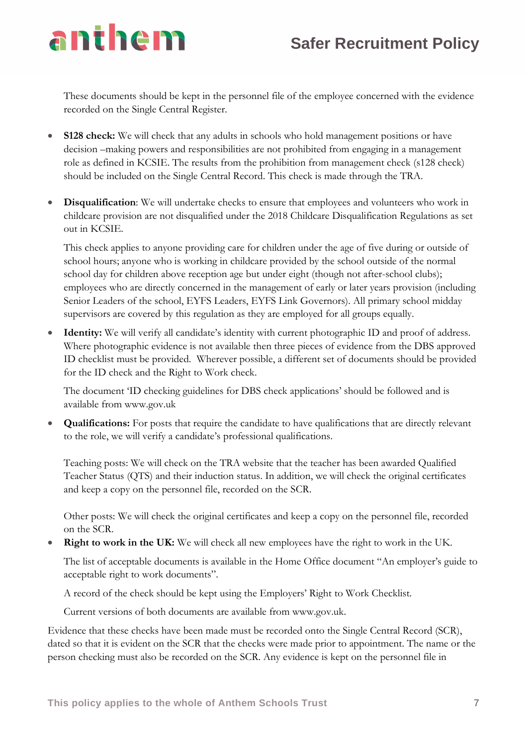These documents should be kept in the personnel file of the employee concerned with the evidence recorded on the Single Central Register.

- **S128 check:** We will check that any adults in schools who hold management positions or have decision –making powers and responsibilities are not prohibited from engaging in a management role as defined in KCSIE. The results from the prohibition from management check (s128 check) should be included on the Single Central Record. This check is made through the TRA.

- **Disqualification**: We will undertake checks to ensure that employees and volunteers who work in childcare provision are not disqualified under the 2018 Childcare Disqualification Regulations as set out in KCSIE.

  This check applies to anyone providing care for children under the age of five during or outside of school hours; anyone who is working in childcare provided by the school outside of the normal school day for children above reception age but under eight (though not after-school clubs); employees who are directly concerned in the management of early or later years provision (including Senior Leaders of the school, EYFS Leaders, EYFS Link Governors). All primary school midday supervisors are covered by this regulation as they are employed for all groups equally.

- **Identity:** We will verify all candidate's identity with current photographic ID and proof of address. Where photographic evidence is not available then three pieces of evidence from the DBS approved ID checklist must be provided. Wherever possible, a different set of documents should be provided for the ID check and the Right to Work check.

  The document 'ID checking guidelines for DBS check applications' should be followed and is available from www.gov.uk

- **Qualifications:** For posts that require the candidate to have qualifications that are directly relevant to the role, we will verify a candidate's professional qualifications.

  Teaching posts: We will check on the TRA website that the teacher has been awarded Qualified Teacher Status (QTS) and their induction status. In addition, we will check the original certificates and keep a copy on the personnel file, recorded on the SCR.

  Other posts: We will check the original certificates and keep a copy on the personnel file, recorded on the SCR.

- **Right to work in the UK:** We will check all new employees have the right to work in the UK.

  The list of acceptable documents is available in the Home Office document "An employer's guide to acceptable right to work documents".

  A record of the check should be kept using the Employers' Right to Work Checklist.

  Current versions of both documents are available from www.gov.uk.

Evidence that these checks have been made must be recorded onto the Single Central Record (SCR), dated so that it is evident on the SCR that the checks were made prior to appointment. The name or the person checking must also be recorded on the SCR. Any evidence is kept on the personnel file in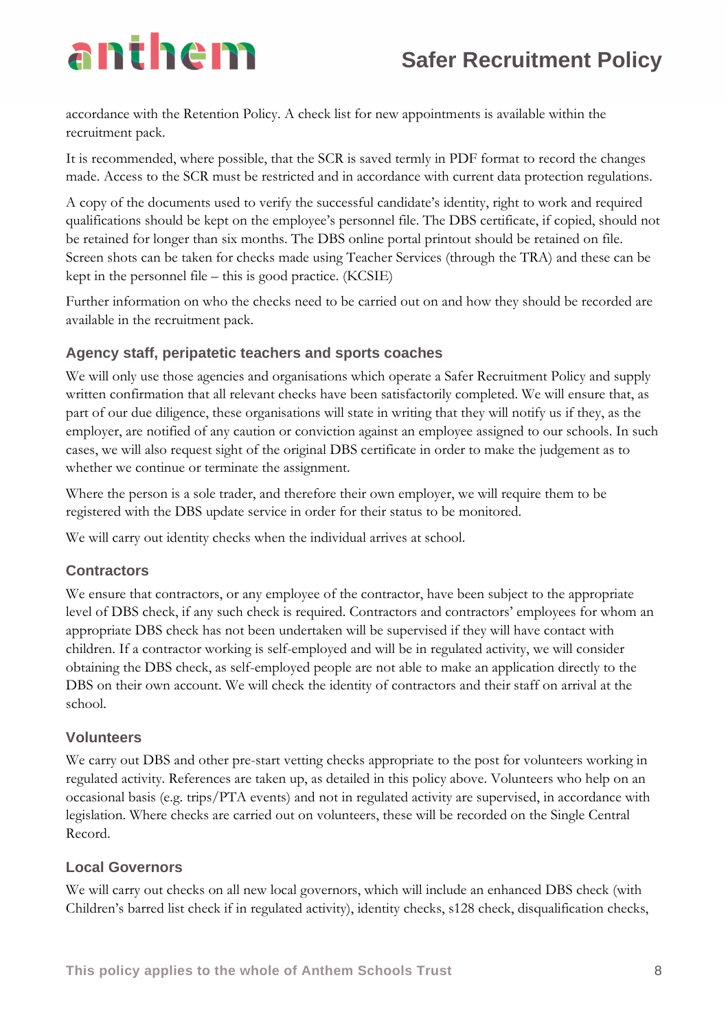accordance with the Retention Policy. A check list for new appointments is available within the recruitment pack.

It is recommended, where possible, that the SCR is saved termly in PDF format to record the changes made. Access to the SCR must be restricted and in accordance with current data protection regulations.

A copy of the documents used to verify the successful candidate's identity, right to work and required qualifications should be kept on the employee's personnel file. The DBS certificate, if copied, should not be retained for longer than six months. The DBS online portal printout should be retained on file. Screen shots can be taken for checks made using Teacher Services (through the TRA) and these can be kept in the personnel file – this is good practice. (KCSIE)

Further information on who the checks need to be carried out on and how they should be recorded are available in the recruitment pack.

### Agency staff, peripatetic teachers and sports coaches

We will only use those agencies and organisations which operate a Safer Recruitment Policy and supply written confirmation that all relevant checks have been satisfactorily completed. We will ensure that, as part of our due diligence, these organisations will state in writing that they will notify us if they, as the employer, are notified of any caution or conviction against an employee assigned to our schools. In such cases, we will also request sight of the original DBS certificate in order to make the judgement as to whether we continue or terminate the assignment.

Where the person is a sole trader, and therefore their own employer, we will require them to be registered with the DBS update service in order for their status to be monitored.

We will carry out identity checks when the individual arrives at school.

### Contractors

We ensure that contractors, or any employee of the contractor, have been subject to the appropriate level of DBS check, if any such check is required. Contractors and contractors' employees for whom an appropriate DBS check has not been undertaken will be supervised if they will have contact with children. If a contractor working is self-employed and will be in regulated activity, we will consider obtaining the DBS check, as self-employed people are not able to make an application directly to the DBS on their own account. We will check the identity of contractors and their staff on arrival at the school.

### Volunteers

We carry out DBS and other pre-start vetting checks appropriate to the post for volunteers working in regulated activity. References are taken up, as detailed in this policy above. Volunteers who help on an occasional basis (e.g. trips/PTA events) and not in regulated activity are supervised, in accordance with legislation. Where checks are carried out on volunteers, these will be recorded on the Single Central Record.

### Local Governors

We will carry out checks on all new local governors, which will include an enhanced DBS check (with Children's barred list check if in regulated activity), identity checks, s128 check, disqualification checks,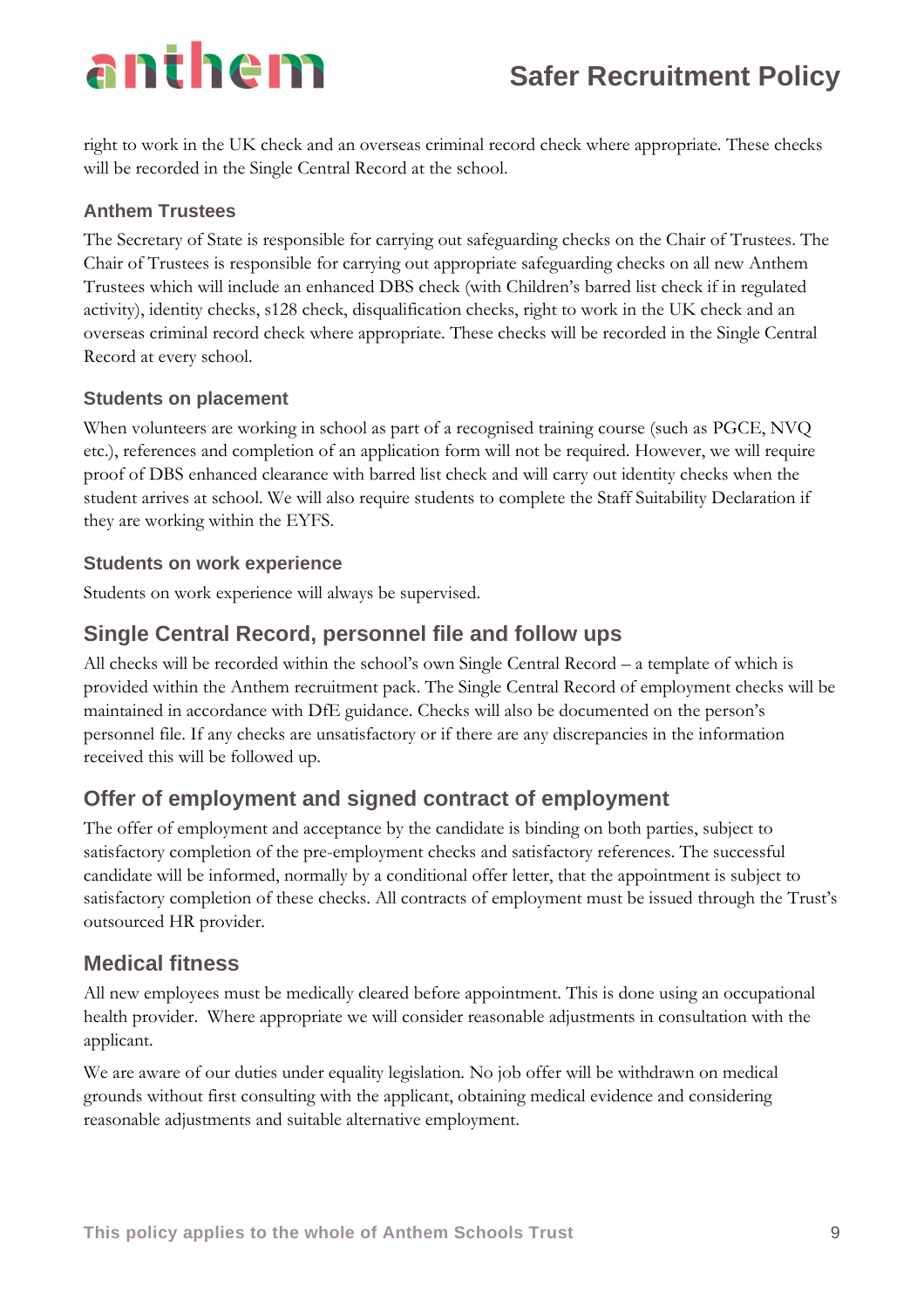right to work in the UK check and an overseas criminal record check where appropriate. These checks will be recorded in the Single Central Record at the school.

### Anthem Trustees

The Secretary of State is responsible for carrying out safeguarding checks on the Chair of Trustees. The Chair of Trustees is responsible for carrying out appropriate safeguarding checks on all new Anthem Trustees which will include an enhanced DBS check (with Children's barred list check if in regulated activity), identity checks, s128 check, disqualification checks, right to work in the UK check and an overseas criminal record check where appropriate. These checks will be recorded in the Single Central Record at every school.

### Students on placement

When volunteers are working in school as part of a recognised training course (such as PGCE, NVQ etc.), references and completion of an application form will not be required. However, we will require proof of DBS enhanced clearance with barred list check and will carry out identity checks when the student arrives at school. We will also require students to complete the Staff Suitability Declaration if they are working within the EYFS.

### Students on work experience

Students on work experience will always be supervised.

## Single Central Record, personnel file and follow ups

All checks will be recorded within the school's own Single Central Record – a template of which is provided within the Anthem recruitment pack. The Single Central Record of employment checks will be maintained in accordance with DfE guidance. Checks will also be documented on the person's personnel file. If any checks are unsatisfactory or if there are any discrepancies in the information received this will be followed up.

## Offer of employment and signed contract of employment

The offer of employment and acceptance by the candidate is binding on both parties, subject to satisfactory completion of the pre-employment checks and satisfactory references. The successful candidate will be informed, normally by a conditional offer letter, that the appointment is subject to satisfactory completion of these checks. All contracts of employment must be issued through the Trust's outsourced HR provider.

## Medical fitness

All new employees must be medically cleared before appointment. This is done using an occupational health provider. Where appropriate we will consider reasonable adjustments in consultation with the applicant.

We are aware of our duties under equality legislation. No job offer will be withdrawn on medical grounds without first consulting with the applicant, obtaining medical evidence and considering reasonable adjustments and suitable alternative employment.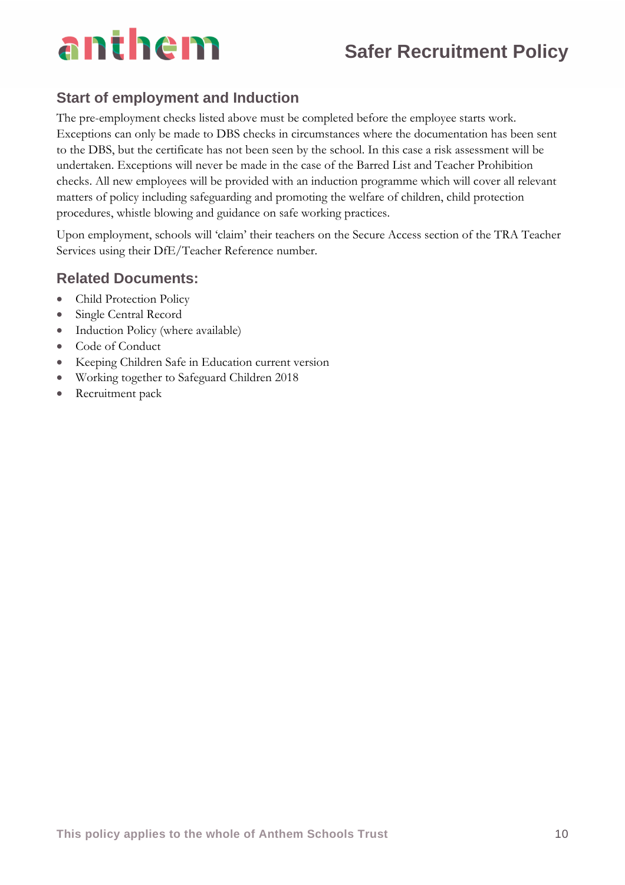## Start of employment and Induction

The pre-employment checks listed above must be completed before the employee starts work. Exceptions can only be made to DBS checks in circumstances where the documentation has been sent to the DBS, but the certificate has not been seen by the school. In this case a risk assessment will be undertaken. Exceptions will never be made in the case of the Barred List and Teacher Prohibition checks. All new employees will be provided with an induction programme which will cover all relevant matters of policy including safeguarding and promoting the welfare of children, child protection procedures, whistle blowing and guidance on safe working practices.

Upon employment, schools will 'claim' their teachers on the Secure Access section of the TRA Teacher Services using their DfE/Teacher Reference number.

## Related Documents:

- Child Protection Policy
- Single Central Record
- Induction Policy (where available)
- Code of Conduct
- Keeping Children Safe in Education current version
- Working together to Safeguard Children 2018
- Recruitment pack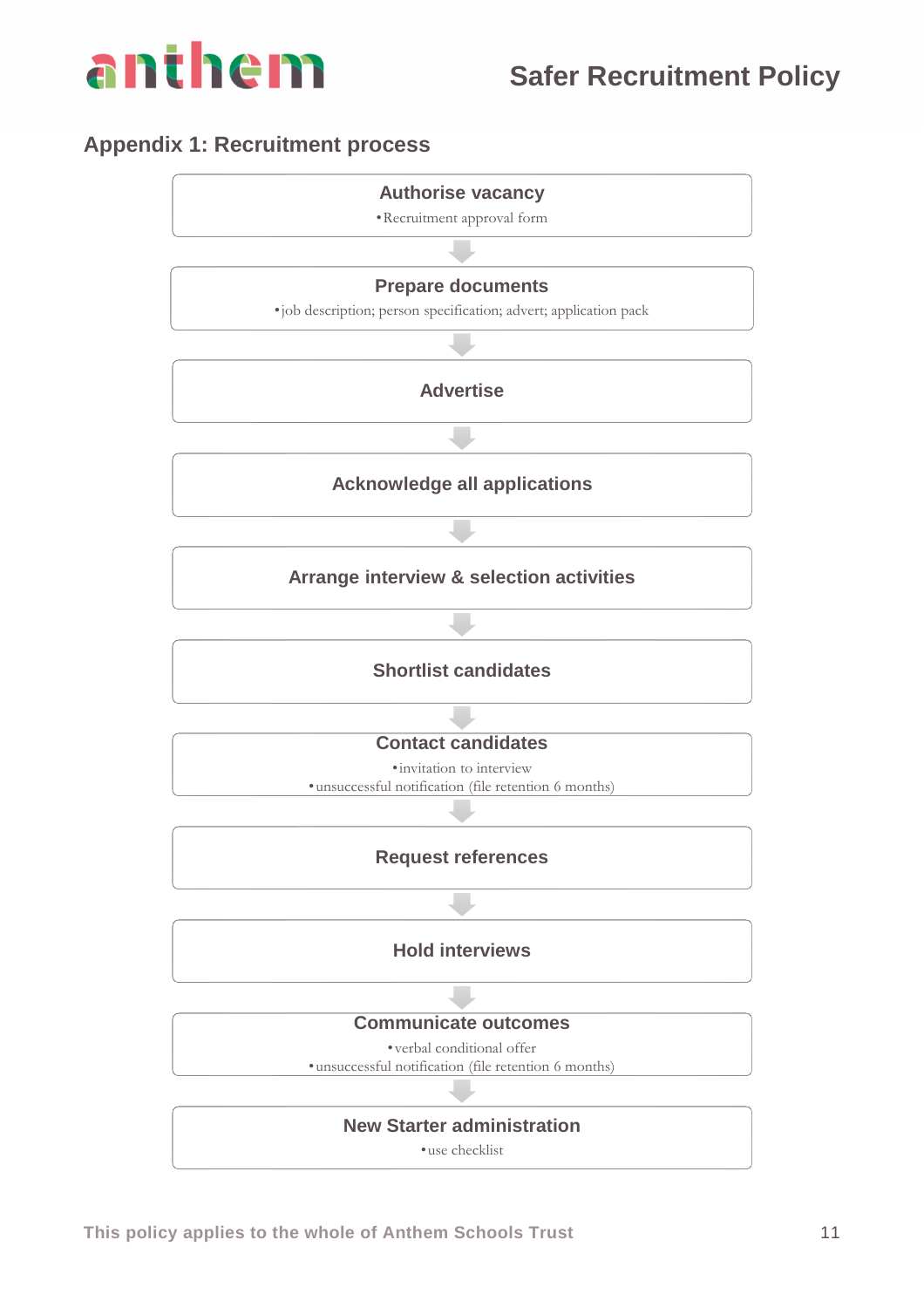## Appendix 1: Recruitment process

**Authorise vacancy**
- Recruitment approval form

↓

**Prepare documents**
- job description; person specification; advert; application pack

↓

**Advertise**

↓

**Acknowledge all applications**

↓

**Arrange interview & selection activities**

↓

**Shortlist candidates**

↓

**Contact candidates**
- invitation to interview
- unsuccessful notification (file retention 6 months)

↓

**Request references**

↓

**Hold interviews**

↓

**Communicate outcomes**
- verbal conditional offer
- unsuccessful notification (file retention 6 months)

↓

**New Starter administration**
- use checklist